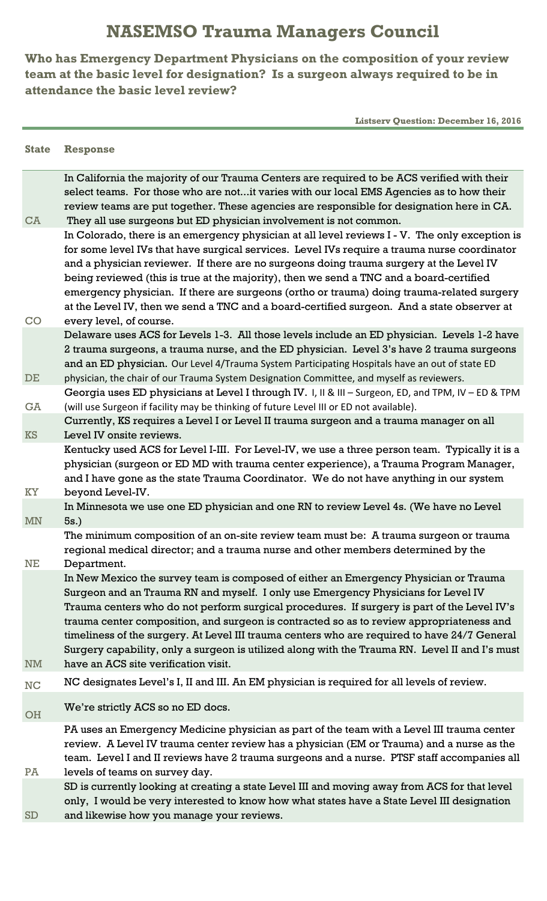# NASEMSO Trauma Managers Council

## Who has Emergency Department Physicians on the composition of your review team at the basic level for designation? Is a surgeon always required to be in attendance the basic level review?

**Listserv Question: December 16, 2016**

| State | Response |
|---|---|
| CA | In California the majority of our Trauma Centers are required to be ACS verified with their select teams. For those who are not…it varies with our local EMS Agencies as to how their review teams are put together. These agencies are responsible for designation here in CA. They all use surgeons but ED physician involvement is not common. |
| CO | In Colorado, there is an emergency physician at all level reviews I - V. The only exception is for some level IVs that have surgical services. Level IVs require a trauma nurse coordinator and a physician reviewer. If there are no surgeons doing trauma surgery at the Level IV being reviewed (this is true at the majority), then we send a TNC and a board-certified emergency physician. If there are surgeons (ortho or trauma) doing trauma-related surgery at the Level IV, then we send a TNC and a board-certified surgeon. And a state observer at every level, of course. |
| DE | Delaware uses ACS for Levels 1-3. All those levels include an ED physician. Levels 1-2 have 2 trauma surgeons, a trauma nurse, and the ED physician. Level 3's have 2 trauma surgeons and an ED physician. Our Level 4/Trauma System Participating Hospitals have an out of state ED physician, the chair of our Trauma System Designation Committee, and myself as reviewers. |
| GA | Georgia uses ED physicians at Level I through IV. I, II & III – Surgeon, ED, and TPM, IV – ED & TPM (will use Surgeon if facility may be thinking of future Level III or ED not available). |
| KS | Currently, KS requires a Level I or Level II trauma surgeon and a trauma manager on all Level IV onsite reviews. |
| KY | Kentucky used ACS for Level I-III. For Level-IV, we use a three person team. Typically it is a physician (surgeon or ED MD with trauma center experience), a Trauma Program Manager, and I have gone as the state Trauma Coordinator. We do not have anything in our system beyond Level-IV. |
| MN | In Minnesota we use one ED physician and one RN to review Level 4s. (We have no Level 5s.) |
| NE | The minimum composition of an on-site review team must be: A trauma surgeon or trauma regional medical director; and a trauma nurse and other members determined by the Department. |
| NM | In New Mexico the survey team is composed of either an Emergency Physician or Trauma Surgeon and an Trauma RN and myself. I only use Emergency Physicians for Level IV Trauma centers who do not perform surgical procedures. If surgery is part of the Level IV's trauma center composition, and surgeon is contracted so as to review appropriateness and timeliness of the surgery. At Level III trauma centers who are required to have 24/7 General Surgery capability, only a surgeon is utilized along with the Trauma RN. Level II and I's must have an ACS site verification visit. |
| NC | NC designates Level's I, II and III. An EM physician is required for all levels of review. |
| OH | We're strictly ACS so no ED docs. |
| PA | PA uses an Emergency Medicine physician as part of the team with a Level III trauma center review. A Level IV trauma center review has a physician (EM or Trauma) and a nurse as the team. Level I and II reviews have 2 trauma surgeons and a nurse. PTSF staff accompanies all levels of teams on survey day. |
| SD | SD is currently looking at creating a state Level III and moving away from ACS for that level only, I would be very interested to know how what states have a State Level III designation and likewise how you manage your reviews. |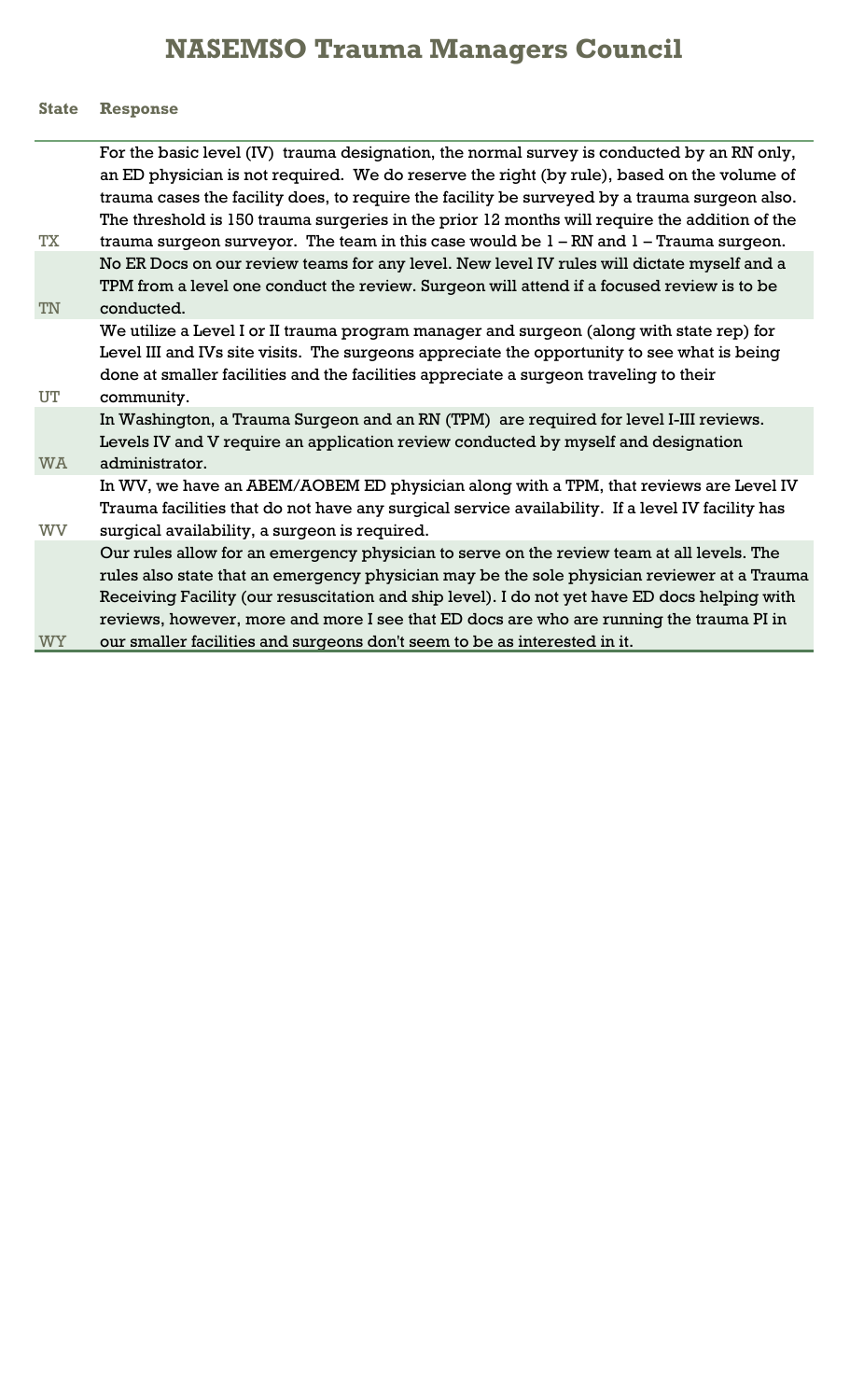# NASEMSO Trauma Managers Council

| State | Response |
|---|---|
| TX | For the basic level (IV) trauma designation, the normal survey is conducted by an RN only, an ED physician is not required. We do reserve the right (by rule), based on the volume of trauma cases the facility does, to require the facility be surveyed by a trauma surgeon also. The threshold is 150 trauma surgeries in the prior 12 months will require the addition of the trauma surgeon surveyor. The team in this case would be 1 – RN and 1 – Trauma surgeon. |
| TN | No ER Docs on our review teams for any level. New level IV rules will dictate myself and a TPM from a level one conduct the review. Surgeon will attend if a focused review is to be conducted. |
| UT | We utilize a Level I or II trauma program manager and surgeon (along with state rep) for Level III and IVs site visits. The surgeons appreciate the opportunity to see what is being done at smaller facilities and the facilities appreciate a surgeon traveling to their community. |
| WA | In Washington, a Trauma Surgeon and an RN (TPM) are required for level I-III reviews. Levels IV and V require an application review conducted by myself and designation administrator. |
| WV | In WV, we have an ABEM/AOBEM ED physician along with a TPM, that reviews are Level IV Trauma facilities that do not have any surgical service availability. If a level IV facility has surgical availability, a surgeon is required. |
| WY | Our rules allow for an emergency physician to serve on the review team at all levels. The rules also state that an emergency physician may be the sole physician reviewer at a Trauma Receiving Facility (our resuscitation and ship level). I do not yet have ED docs helping with reviews, however, more and more I see that ED docs are who are running the trauma PI in our smaller facilities and surgeons don't seem to be as interested in it. |